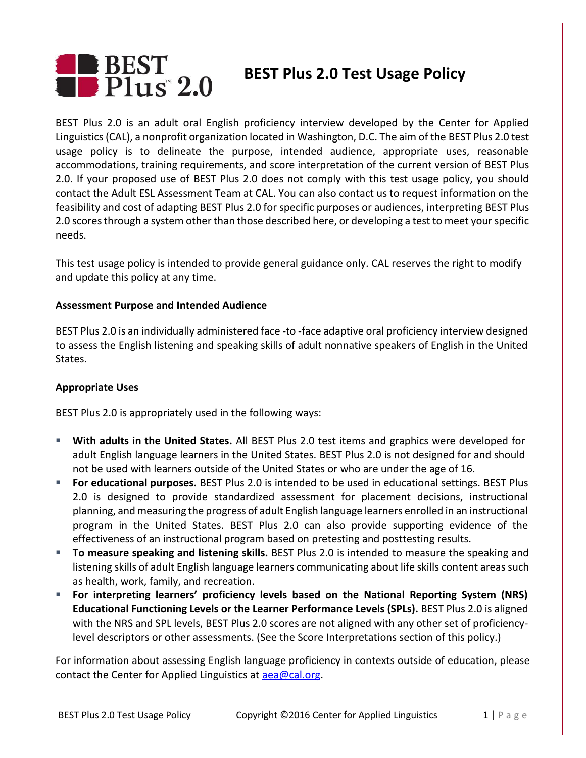# BEST Plus 2.0 Test Usage Policy

BEST Plus 2.0 is an adult oral English proficiency interview developed by the Center for Applied Linguistics (CAL), a nonprofit organization located in Washington, D.C. The aim of the BEST Plus 2.0 test usage policy is to delineate the purpose, intended audience, appropriate uses, reasonable accommodations, training requirements, and score interpretation of the current version of BEST Plus 2.0. If your proposed use of BEST Plus 2.0 does not comply with this test usage policy, you should contact the Adult ESL Assessment Team at CAL. You can also contact us to request information on the feasibility and cost of adapting BEST Plus 2.0 for specific purposes or audiences, interpreting BEST Plus 2.0 scores through a system other than those described here, or developing a test to meet your specific needs.

This test usage policy is intended to provide general guidance only. CAL reserves the right to modify and update this policy at any time.

**Assessment Purpose and Intended Audience**

BEST Plus 2.0 is an individually administered face -to -face adaptive oral proficiency interview designed to assess the English listening and speaking skills of adult nonnative speakers of English in the United States.

**Appropriate Uses**

BEST Plus 2.0 is appropriately used in the following ways:

- **With adults in the United States.** All BEST Plus 2.0 test items and graphics were developed for adult English language learners in the United States. BEST Plus 2.0 is not designed for and should not be used with learners outside of the United States or who are under the age of 16.
- **For educational purposes.** BEST Plus 2.0 is intended to be used in educational settings. BEST Plus 2.0 is designed to provide standardized assessment for placement decisions, instructional planning, and measuring the progress of adult English language learners enrolled in an instructional program in the United States. BEST Plus 2.0 can also provide supporting evidence of the effectiveness of an instructional program based on pretesting and posttesting results.
- **To measure speaking and listening skills.** BEST Plus 2.0 is intended to measure the speaking and listening skills of adult English language learners communicating about life skills content areas such as health, work, family, and recreation.
- **For interpreting learners' proficiency levels based on the National Reporting System (NRS) Educational Functioning Levels or the Learner Performance Levels (SPLs).** BEST Plus 2.0 is aligned with the NRS and SPL levels, BEST Plus 2.0 scores are not aligned with any other set of proficiency-level descriptors or other assessments. (See the Score Interpretations section of this policy.)

For information about assessing English language proficiency in contexts outside of education, please contact the Center for Applied Linguistics at aea@cal.org.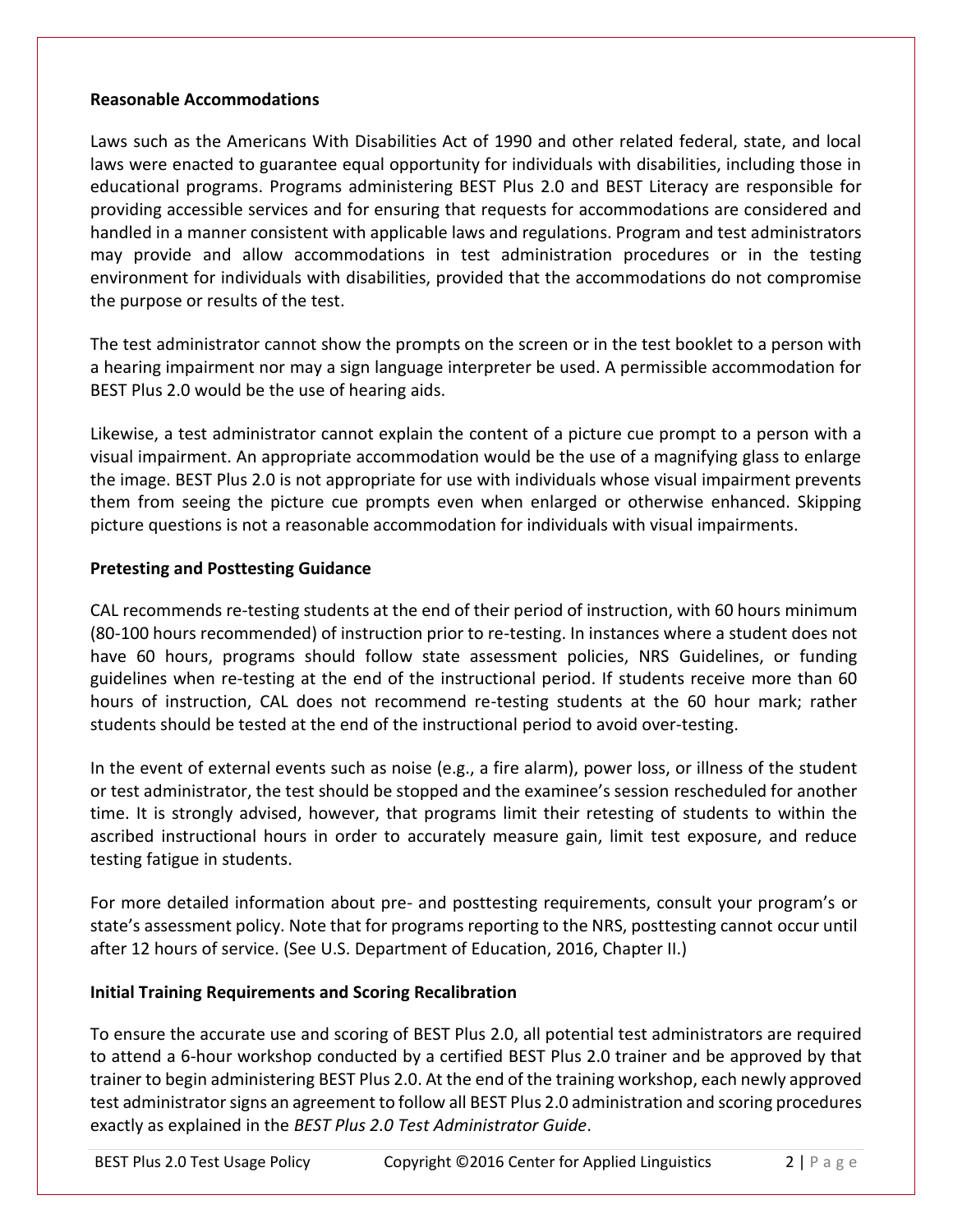**Reasonable Accommodations**

Laws such as the Americans With Disabilities Act of 1990 and other related federal, state, and local laws were enacted to guarantee equal opportunity for individuals with disabilities, including those in educational programs. Programs administering BEST Plus 2.0 and BEST Literacy are responsible for providing accessible services and for ensuring that requests for accommodations are considered and handled in a manner consistent with applicable laws and regulations. Program and test administrators may provide and allow accommodations in test administration procedures or in the testing environment for individuals with disabilities, provided that the accommodations do not compromise the purpose or results of the test.

The test administrator cannot show the prompts on the screen or in the test booklet to a person with a hearing impairment nor may a sign language interpreter be used. A permissible accommodation for BEST Plus 2.0 would be the use of hearing aids.

Likewise, a test administrator cannot explain the content of a picture cue prompt to a person with a visual impairment. An appropriate accommodation would be the use of a magnifying glass to enlarge the image. BEST Plus 2.0 is not appropriate for use with individuals whose visual impairment prevents them from seeing the picture cue prompts even when enlarged or otherwise enhanced. Skipping picture questions is not a reasonable accommodation for individuals with visual impairments.

**Pretesting and Posttesting Guidance**

CAL recommends re-testing students at the end of their period of instruction, with 60 hours minimum (80-100 hours recommended) of instruction prior to re-testing. In instances where a student does not have 60 hours, programs should follow state assessment policies, NRS Guidelines, or funding guidelines when re-testing at the end of the instructional period. If students receive more than 60 hours of instruction, CAL does not recommend re-testing students at the 60 hour mark; rather students should be tested at the end of the instructional period to avoid over-testing.

In the event of external events such as noise (e.g., a fire alarm), power loss, or illness of the student or test administrator, the test should be stopped and the examinee's session rescheduled for another time. It is strongly advised, however, that programs limit their retesting of students to within the ascribed instructional hours in order to accurately measure gain, limit test exposure, and reduce testing fatigue in students.

For more detailed information about pre- and posttesting requirements, consult your program's or state's assessment policy. Note that for programs reporting to the NRS, posttesting cannot occur until after 12 hours of service. (See U.S. Department of Education, 2016, Chapter II.)

**Initial Training Requirements and Scoring Recalibration**

To ensure the accurate use and scoring of BEST Plus 2.0, all potential test administrators are required to attend a 6-hour workshop conducted by a certified BEST Plus 2.0 trainer and be approved by that trainer to begin administering BEST Plus 2.0. At the end of the training workshop, each newly approved test administrator signs an agreement to follow all BEST Plus 2.0 administration and scoring procedures exactly as explained in the *BEST Plus 2.0 Test Administrator Guide*.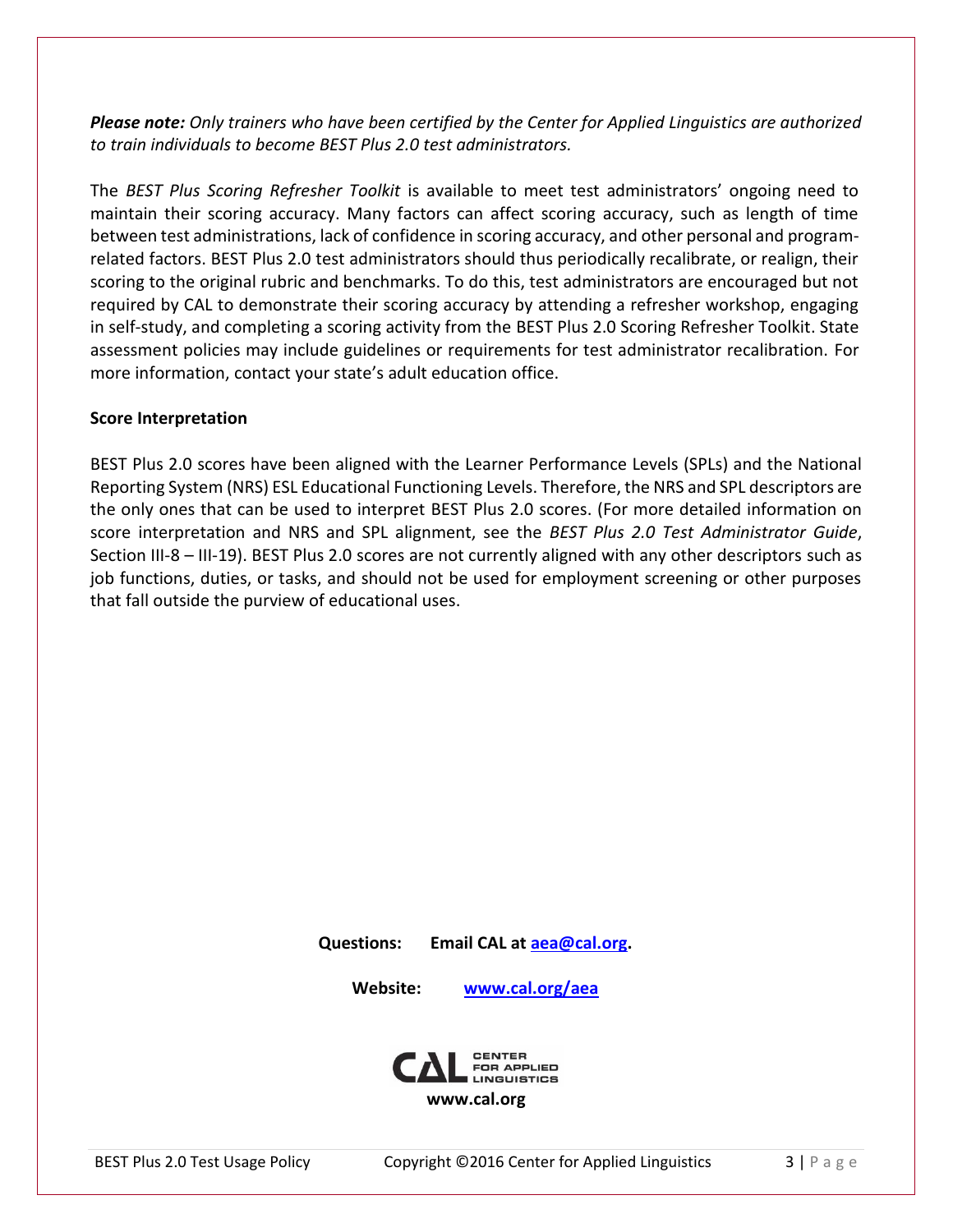***Please note:*** *Only trainers who have been certified by the Center for Applied Linguistics are authorized to train individuals to become BEST Plus 2.0 test administrators.*

The *BEST Plus Scoring Refresher Toolkit* is available to meet test administrators' ongoing need to maintain their scoring accuracy. Many factors can affect scoring accuracy, such as length of time between test administrations, lack of confidence in scoring accuracy, and other personal and program-related factors. BEST Plus 2.0 test administrators should thus periodically recalibrate, or realign, their scoring to the original rubric and benchmarks. To do this, test administrators are encouraged but not required by CAL to demonstrate their scoring accuracy by attending a refresher workshop, engaging in self-study, and completing a scoring activity from the BEST Plus 2.0 Scoring Refresher Toolkit. State assessment policies may include guidelines or requirements for test administrator recalibration. For more information, contact your state's adult education office.

**Score Interpretation**

BEST Plus 2.0 scores have been aligned with the Learner Performance Levels (SPLs) and the National Reporting System (NRS) ESL Educational Functioning Levels. Therefore, the NRS and SPL descriptors are the only ones that can be used to interpret BEST Plus 2.0 scores. (For more detailed information on score interpretation and NRS and SPL alignment, see the *BEST Plus 2.0 Test Administrator Guide*, Section III-8 – III-19). BEST Plus 2.0 scores are not currently aligned with any other descriptors such as job functions, duties, or tasks, and should not be used for employment screening or other purposes that fall outside the purview of educational uses.

**Questions:** **Email CAL at [aea@cal.org](mailto:aea@cal.org).**

**Website:** **[www.cal.org/aea](http://www.cal.org/aea)**

CAL CENTER FOR APPLIED LINGUISTICS

**www.cal.org**